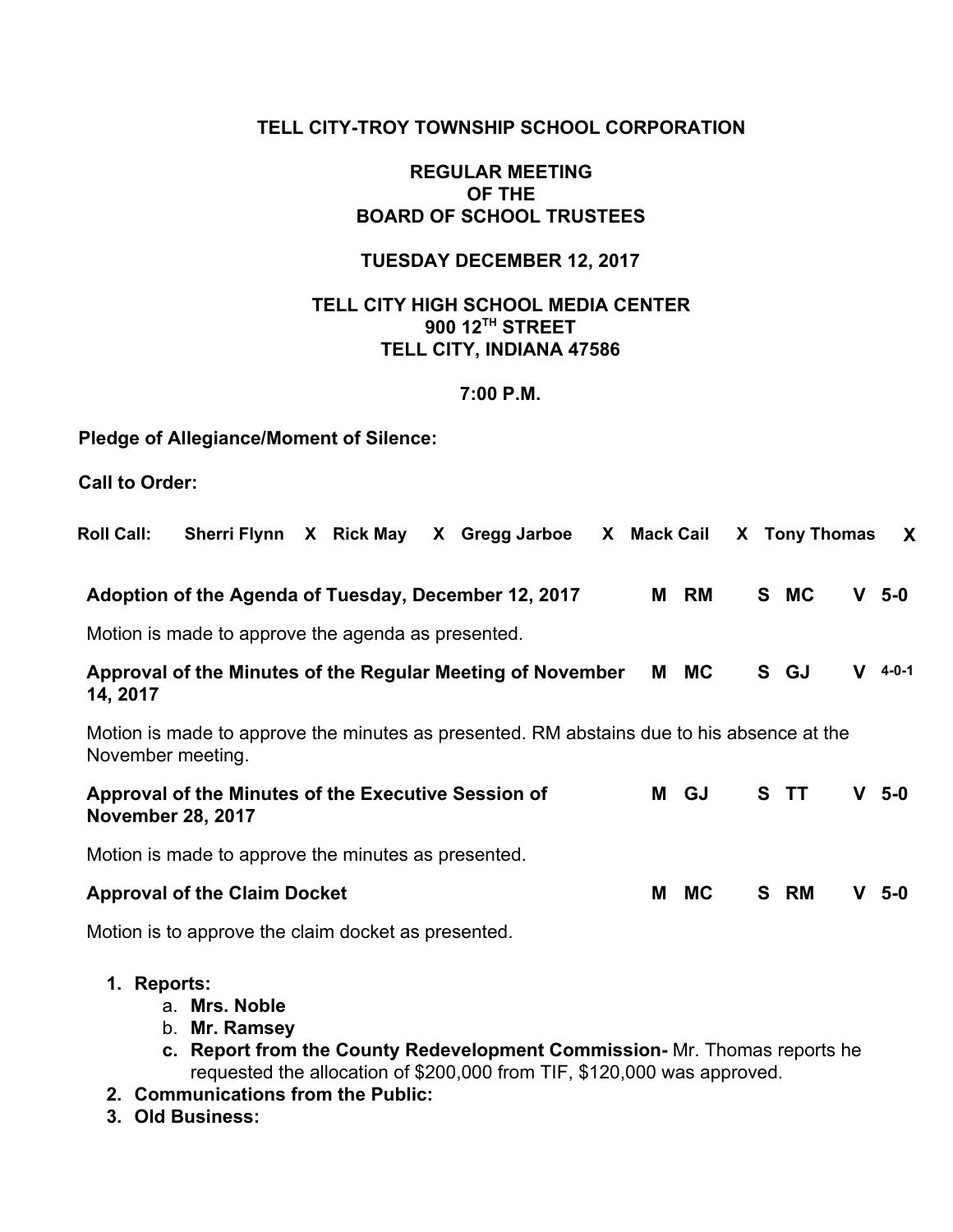**TELL CITY-TROY TOWNSHIP SCHOOL CORPORATION**

**REGULAR MEETING**
**OF THE**
**BOARD OF SCHOOL TRUSTEES**

**TUESDAY DECEMBER 12, 2017**

**TELL CITY HIGH SCHOOL MEDIA CENTER**
**900 12TH STREET**
**TELL CITY, INDIANA 47586**

**7:00 P.M.**

**Pledge of Allegiance/Moment of Silence:**

**Call to Order:**

**Roll Call:** **Sherri Flynn** X **Rick May** X **Gregg Jarboe** X **Mack Cail** X **Tony Thomas** X

| | | | |
|---|---|---|---|
| **Adoption of the Agenda of Tuesday, December 12, 2017** | **M RM** | **S MC** | **V 5-0** |

Motion is made to approve the agenda as presented.

| | | | |
|---|---|---|---|
| **Approval of the Minutes of the Regular Meeting of November 14, 2017** | **M MC** | **S GJ** | **V 4-0-1** |

Motion is made to approve the minutes as presented. RM abstains due to his absence at the November meeting.

| | | | |
|---|---|---|---|
| **Approval of the Minutes of the Executive Session of November 28, 2017** | **M GJ** | **S TT** | **V 5-0** |

Motion is made to approve the minutes as presented.

| | | | |
|---|---|---|---|
| **Approval of the Claim Docket** | **M MC** | **S RM** | **V 5-0** |

Motion is to approve the claim docket as presented.

1. **Reports:**
   a. **Mrs. Noble**
   b. **Mr. Ramsey**
   c. **Report from the County Redevelopment Commission-** Mr. Thomas reports he requested the allocation of $200,000 from TIF, $120,000 was approved.
2. **Communications from the Public:**
3. **Old Business:**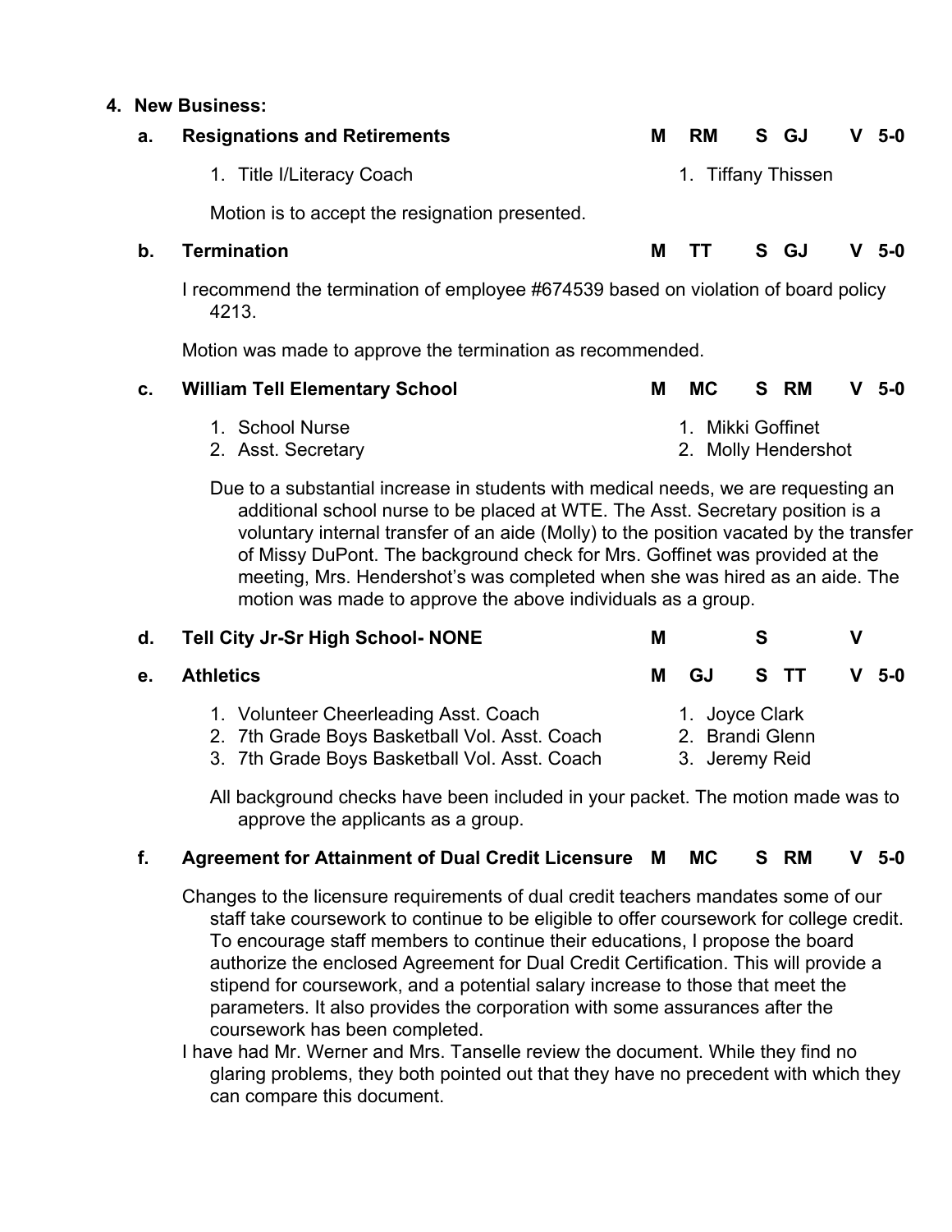**4. New Business:**

**a. Resignations and Retirements** **M** RM **S** GJ **V** 5-0

1. Title I/Literacy Coach — 1. Tiffany Thissen

Motion is to accept the resignation presented.

**b. Termination** **M** TT **S** GJ **V** 5-0

I recommend the termination of employee #674539 based on violation of board policy 4213.

Motion was made to approve the termination as recommended.

**c. William Tell Elementary School** **M** MC **S** RM **V** 5-0

1. School Nurse — 1. Mikki Goffinet
2. Asst. Secretary — 2. Molly Hendershot

Due to a substantial increase in students with medical needs, we are requesting an additional school nurse to be placed at WTE. The Asst. Secretary position is a voluntary internal transfer of an aide (Molly) to the position vacated by the transfer of Missy DuPont. The background check for Mrs. Goffinet was provided at the meeting, Mrs. Hendershot's was completed when she was hired as an aide. The motion was made to approve the above individuals as a group.

**d. Tell City Jr-Sr High School- NONE** **M** **S** **V**

**e. Athletics** **M** GJ **S** TT **V** 5-0

1. Volunteer Cheerleading Asst. Coach — 1. Joyce Clark
2. 7th Grade Boys Basketball Vol. Asst. Coach — 2. Brandi Glenn
3. 7th Grade Boys Basketball Vol. Asst. Coach — 3. Jeremy Reid

All background checks have been included in your packet. The motion made was to approve the applicants as a group.

**f. Agreement for Attainment of Dual Credit Licensure** **M** MC **S** RM **V** 5-0

Changes to the licensure requirements of dual credit teachers mandates some of our staff take coursework to continue to be eligible to offer coursework for college credit. To encourage staff members to continue their educations, I propose the board authorize the enclosed Agreement for Dual Credit Certification. This will provide a stipend for coursework, and a potential salary increase to those that meet the parameters. It also provides the corporation with some assurances after the coursework has been completed.

I have had Mr. Werner and Mrs. Tanselle review the document. While they find no glaring problems, they both pointed out that they have no precedent with which they can compare this document.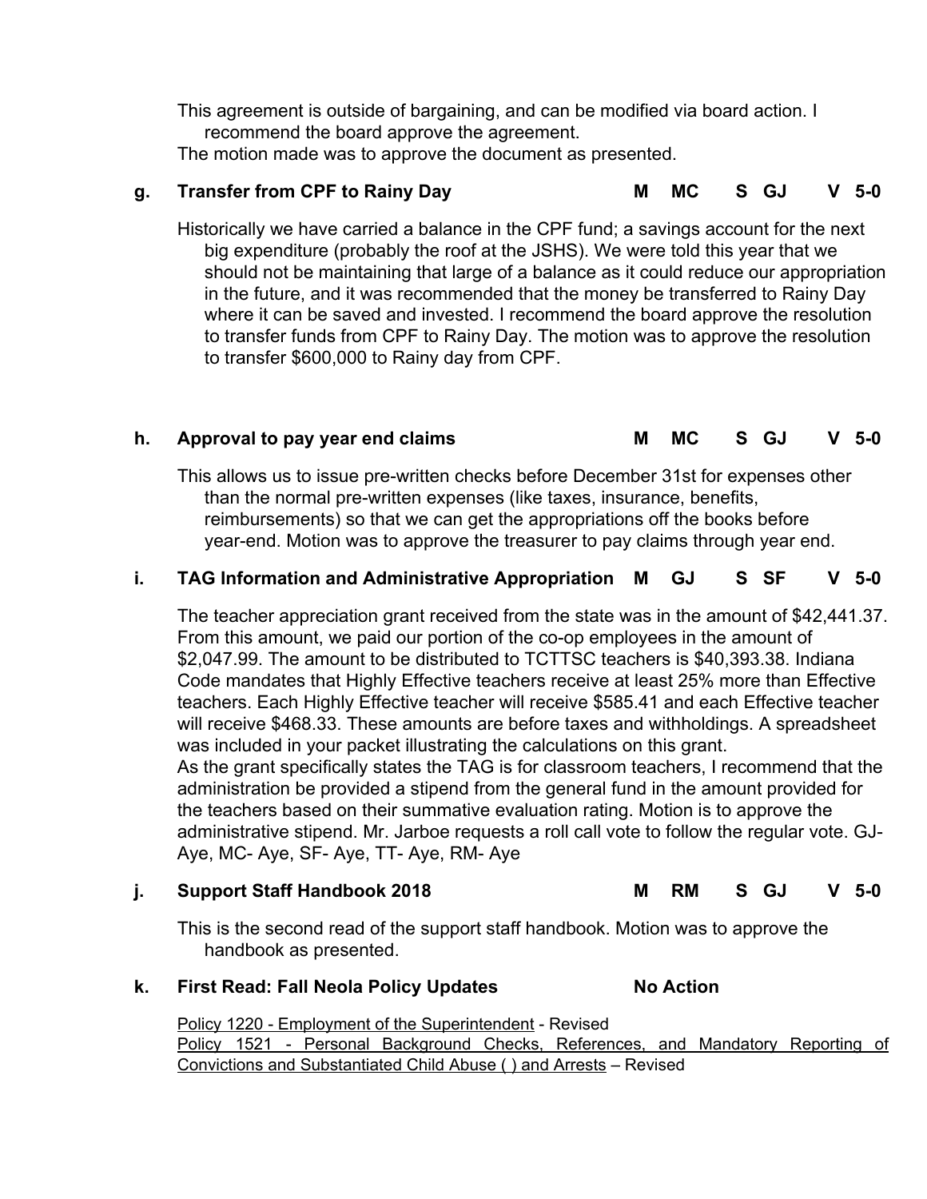This agreement is outside of bargaining, and can be modified via board action. I recommend the board approve the agreement.

The motion made was to approve the document as presented.

**g. Transfer from CPF to Rainy Day** **M MC S GJ V 5-0**

Historically we have carried a balance in the CPF fund; a savings account for the next big expenditure (probably the roof at the JSHS). We were told this year that we should not be maintaining that large of a balance as it could reduce our appropriation in the future, and it was recommended that the money be transferred to Rainy Day where it can be saved and invested. I recommend the board approve the resolution to transfer funds from CPF to Rainy Day. The motion was to approve the resolution to transfer $600,000 to Rainy day from CPF.

**h. Approval to pay year end claims** **M MC S GJ V 5-0**

This allows us to issue pre-written checks before December 31st for expenses other than the normal pre-written expenses (like taxes, insurance, benefits, reimbursements) so that we can get the appropriations off the books before year-end. Motion was to approve the treasurer to pay claims through year end.

**i. TAG Information and Administrative Appropriation** **M GJ S SF V 5-0**

The teacher appreciation grant received from the state was in the amount of $42,441.37. From this amount, we paid our portion of the co-op employees in the amount of $2,047.99. The amount to be distributed to TCTTSC teachers is $40,393.38. Indiana Code mandates that Highly Effective teachers receive at least 25% more than Effective teachers. Each Highly Effective teacher will receive $585.41 and each Effective teacher will receive $468.33. These amounts are before taxes and withholdings. A spreadsheet was included in your packet illustrating the calculations on this grant.

As the grant specifically states the TAG is for classroom teachers, I recommend that the administration be provided a stipend from the general fund in the amount provided for the teachers based on their summative evaluation rating. Motion is to approve the administrative stipend. Mr. Jarboe requests a roll call vote to follow the regular vote. GJ- Aye, MC- Aye, SF- Aye, TT- Aye, RM- Aye

**j. Support Staff Handbook 2018** **M RM S GJ V 5-0**

This is the second read of the support staff handbook. Motion was to approve the handbook as presented.

**k. First Read: Fall Neola Policy Updates** **No Action**

Policy 1220 - Employment of the Superintendent - Revised

Policy 1521 - Personal Background Checks, References, and Mandatory Reporting of Convictions and Substantiated Child Abuse ( ) and Arrests – Revised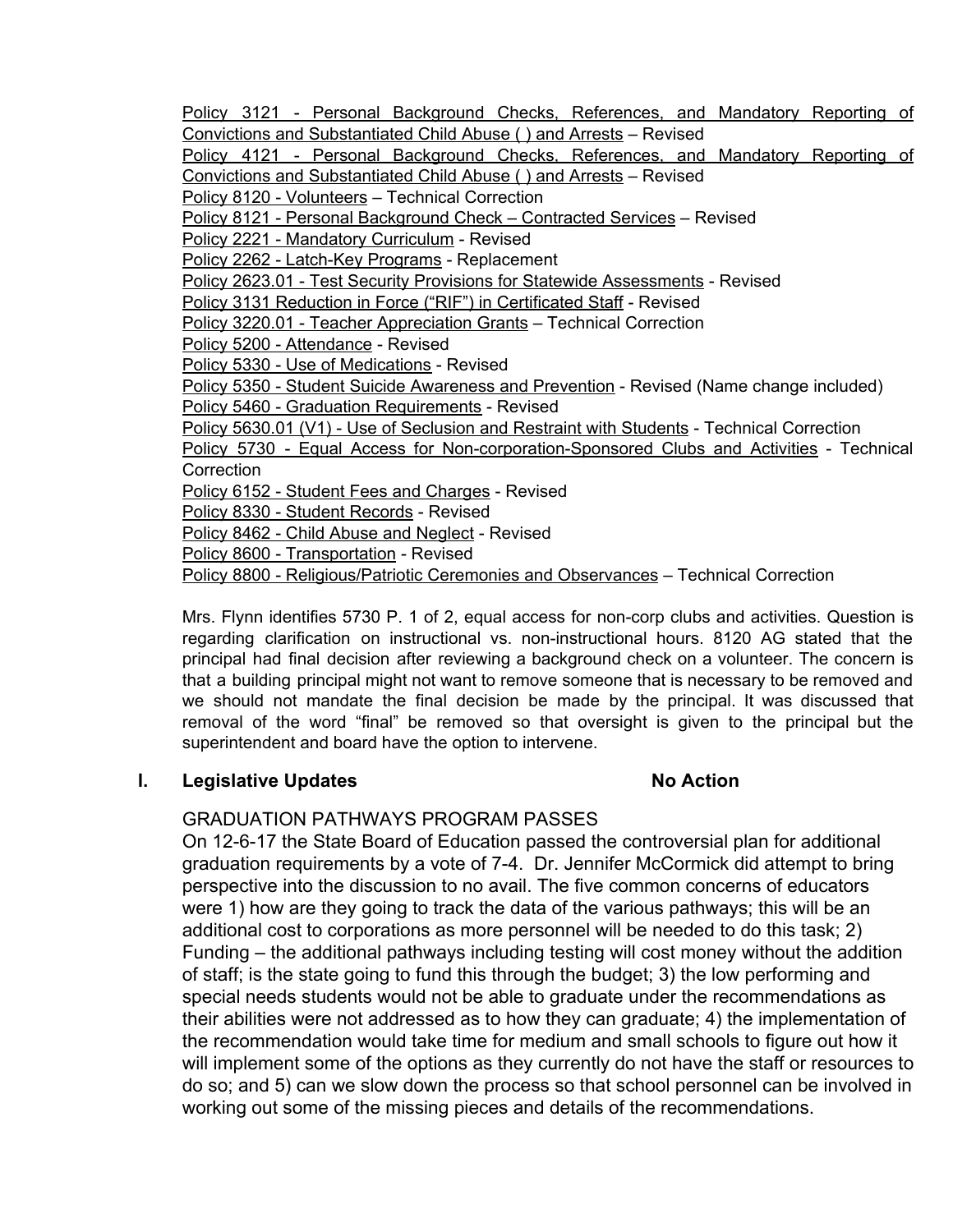Policy 3121 - Personal Background Checks, References, and Mandatory Reporting of Convictions and Substantiated Child Abuse ( ) and Arrests – Revised
Policy 4121 - Personal Background Checks, References, and Mandatory Reporting of Convictions and Substantiated Child Abuse ( ) and Arrests – Revised
Policy 8120 - Volunteers – Technical Correction
Policy 8121 - Personal Background Check – Contracted Services – Revised
Policy 2221 - Mandatory Curriculum - Revised
Policy 2262 - Latch-Key Programs - Replacement
Policy 2623.01 - Test Security Provisions for Statewide Assessments - Revised
Policy 3131 Reduction in Force ("RIF") in Certificated Staff - Revised
Policy 3220.01 - Teacher Appreciation Grants – Technical Correction
Policy 5200 - Attendance - Revised
Policy 5330 - Use of Medications - Revised
Policy 5350 - Student Suicide Awareness and Prevention - Revised (Name change included)
Policy 5460 - Graduation Requirements - Revised
Policy 5630.01 (V1) - Use of Seclusion and Restraint with Students - Technical Correction
Policy 5730 - Equal Access for Non-corporation-Sponsored Clubs and Activities - Technical Correction
Policy 6152 - Student Fees and Charges - Revised
Policy 8330 - Student Records - Revised
Policy 8462 - Child Abuse and Neglect - Revised
Policy 8600 - Transportation - Revised
Policy 8800 - Religious/Patriotic Ceremonies and Observances – Technical Correction

Mrs. Flynn identifies 5730 P. 1 of 2, equal access for non-corp clubs and activities. Question is regarding clarification on instructional vs. non-instructional hours. 8120 AG stated that the principal had final decision after reviewing a background check on a volunteer. The concern is that a building principal might not want to remove someone that is necessary to be removed and we should not mandate the final decision be made by the principal. It was discussed that removal of the word "final" be removed so that oversight is given to the principal but the superintendent and board have the option to intervene.

## I. Legislative Updates — No Action

GRADUATION PATHWAYS PROGRAM PASSES

On 12-6-17 the State Board of Education passed the controversial plan for additional graduation requirements by a vote of 7-4. Dr. Jennifer McCormick did attempt to bring perspective into the discussion to no avail. The five common concerns of educators were 1) how are they going to track the data of the various pathways; this will be an additional cost to corporations as more personnel will be needed to do this task; 2) Funding – the additional pathways including testing will cost money without the addition of staff; is the state going to fund this through the budget; 3) the low performing and special needs students would not be able to graduate under the recommendations as their abilities were not addressed as to how they can graduate; 4) the implementation of the recommendation would take time for medium and small schools to figure out how it will implement some of the options as they currently do not have the staff or resources to do so; and 5) can we slow down the process so that school personnel can be involved in working out some of the missing pieces and details of the recommendations.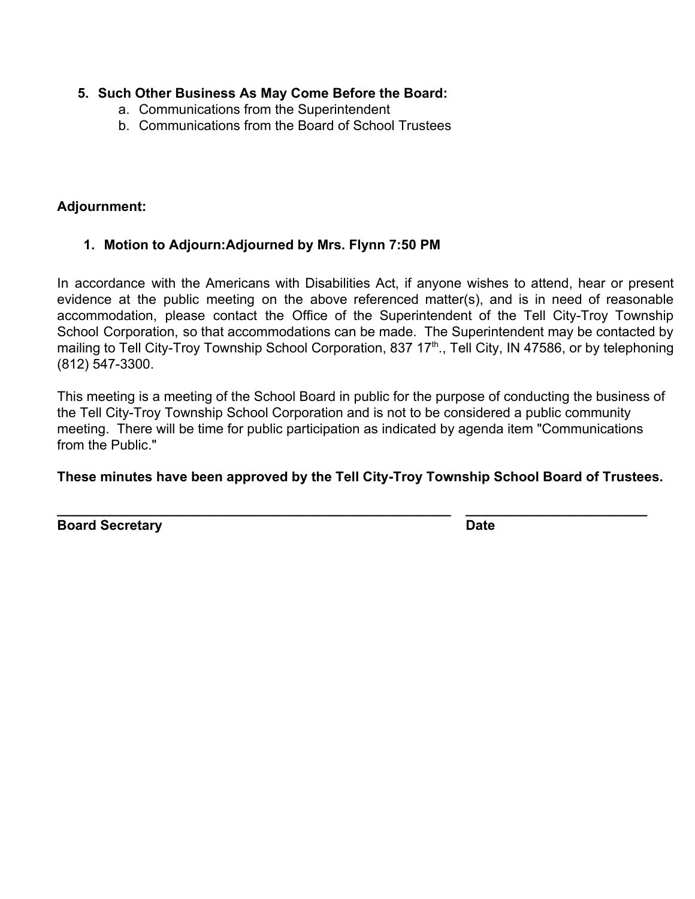5. **Such Other Business As May Come Before the Board:**
    a. Communications from the Superintendent
    b. Communications from the Board of School Trustees

**Adjournment:**

1. **Motion to Adjourn:Adjourned by Mrs. Flynn 7:50 PM**

In accordance with the Americans with Disabilities Act, if anyone wishes to attend, hear or present evidence at the public meeting on the above referenced matter(s), and is in need of reasonable accommodation, please contact the Office of the Superintendent of the Tell City-Troy Township School Corporation, so that accommodations can be made. The Superintendent may be contacted by mailing to Tell City-Troy Township School Corporation, 837 17th., Tell City, IN 47586, or by telephoning (812) 547-3300.

This meeting is a meeting of the School Board in public for the purpose of conducting the business of the Tell City-Troy Township School Corporation and is not to be considered a public community meeting. There will be time for public participation as indicated by agenda item "Communications from the Public."

**These minutes have been approved by the Tell City-Troy Township School Board of Trustees.**

_______________________________________________________ ________________________

**Board Secretary** **Date**